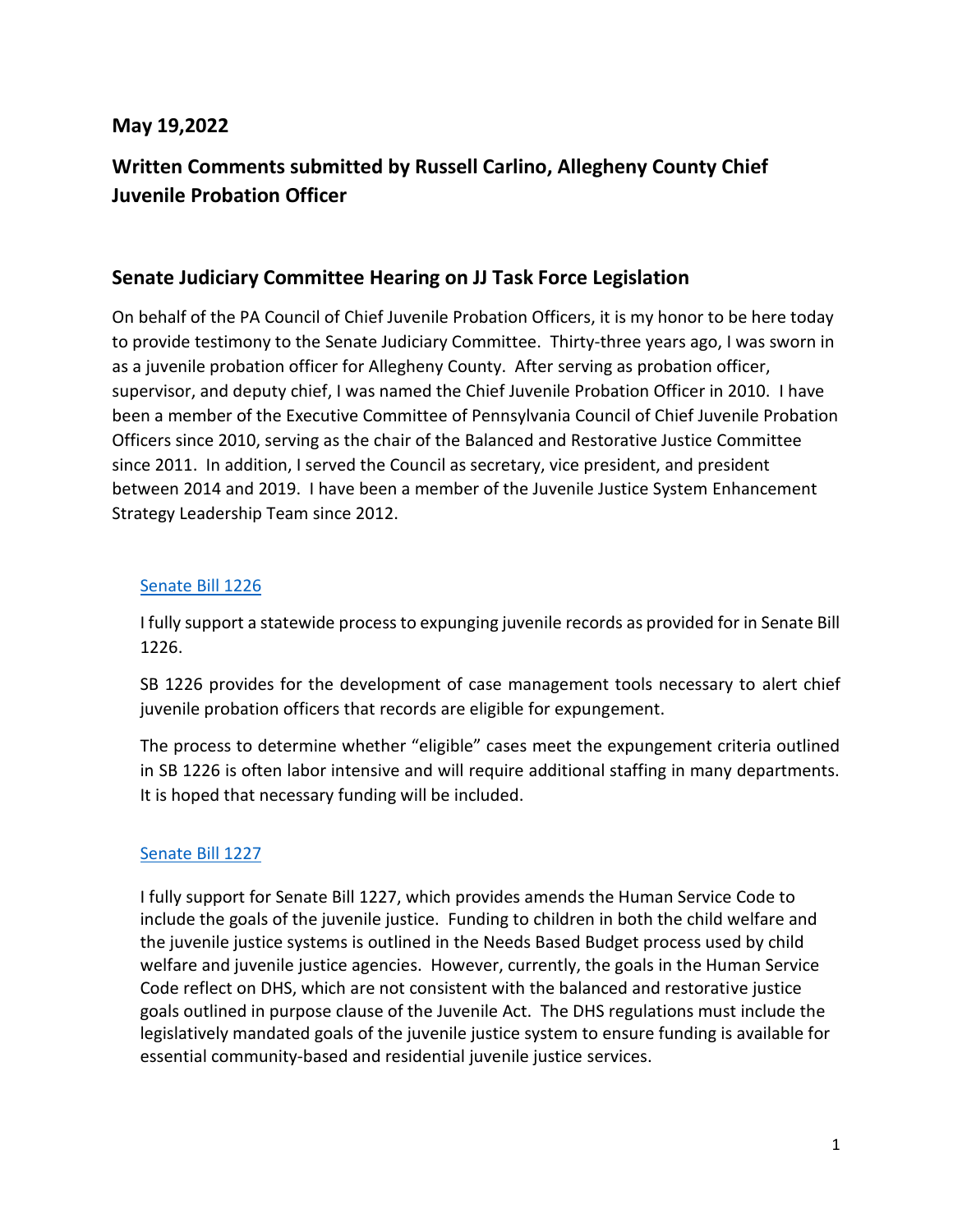**May 19,2022**

## Written Comments submitted by Russell Carlino, Allegheny County Chief Juvenile Probation Officer

## Senate Judiciary Committee Hearing on JJ Task Force Legislation

On behalf of the PA Council of Chief Juvenile Probation Officers, it is my honor to be here today to provide testimony to the Senate Judiciary Committee. Thirty-three years ago, I was sworn in as a juvenile probation officer for Allegheny County. After serving as probation officer, supervisor, and deputy chief, I was named the Chief Juvenile Probation Officer in 2010. I have been a member of the Executive Committee of Pennsylvania Council of Chief Juvenile Probation Officers since 2010, serving as the chair of the Balanced and Restorative Justice Committee since 2011. In addition, I served the Council as secretary, vice president, and president between 2014 and 2019. I have been a member of the Juvenile Justice System Enhancement Strategy Leadership Team since 2012.

### Senate Bill 1226

I fully support a statewide process to expunging juvenile records as provided for in Senate Bill 1226.

SB 1226 provides for the development of case management tools necessary to alert chief juvenile probation officers that records are eligible for expungement.

The process to determine whether "eligible" cases meet the expungement criteria outlined in SB 1226 is often labor intensive and will require additional staffing in many departments. It is hoped that necessary funding will be included.

### Senate Bill 1227

I fully support for Senate Bill 1227, which provides amends the Human Service Code to include the goals of the juvenile justice. Funding to children in both the child welfare and the juvenile justice systems is outlined in the Needs Based Budget process used by child welfare and juvenile justice agencies. However, currently, the goals in the Human Service Code reflect on DHS, which are not consistent with the balanced and restorative justice goals outlined in purpose clause of the Juvenile Act. The DHS regulations must include the legislatively mandated goals of the juvenile justice system to ensure funding is available for essential community-based and residential juvenile justice services.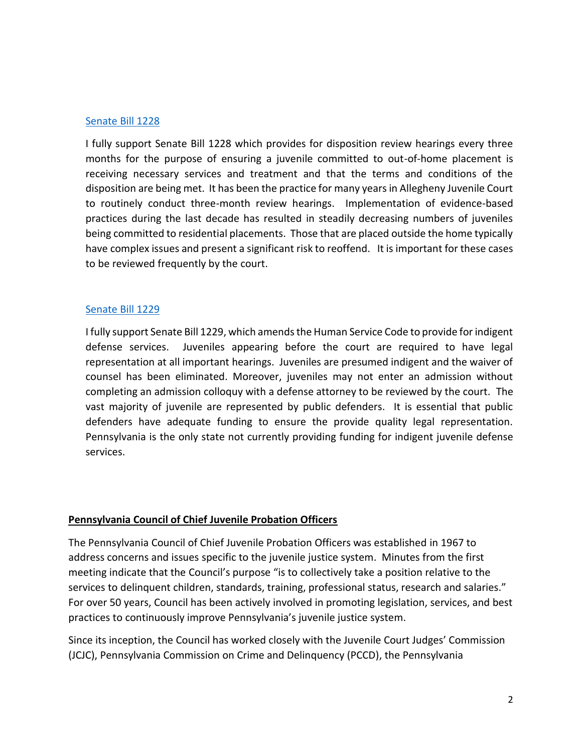[Senate Bill 1228](Senate Bill 1228)

I fully support Senate Bill 1228 which provides for disposition review hearings every three months for the purpose of ensuring a juvenile committed to out-of-home placement is receiving necessary services and treatment and that the terms and conditions of the disposition are being met. It has been the practice for many years in Allegheny Juvenile Court to routinely conduct three-month review hearings. Implementation of evidence-based practices during the last decade has resulted in steadily decreasing numbers of juveniles being committed to residential placements. Those that are placed outside the home typically have complex issues and present a significant risk to reoffend. It is important for these cases to be reviewed frequently by the court.

[Senate Bill 1229](Senate Bill 1229)

I fully support Senate Bill 1229, which amends the Human Service Code to provide for indigent defense services. Juveniles appearing before the court are required to have legal representation at all important hearings. Juveniles are presumed indigent and the waiver of counsel has been eliminated. Moreover, juveniles may not enter an admission without completing an admission colloquy with a defense attorney to be reviewed by the court. The vast majority of juvenile are represented by public defenders. It is essential that public defenders have adequate funding to ensure the provide quality legal representation. Pennsylvania is the only state not currently providing funding for indigent juvenile defense services.

**Pennsylvania Council of Chief Juvenile Probation Officers**

The Pennsylvania Council of Chief Juvenile Probation Officers was established in 1967 to address concerns and issues specific to the juvenile justice system. Minutes from the first meeting indicate that the Council's purpose "is to collectively take a position relative to the services to delinquent children, standards, training, professional status, research and salaries." For over 50 years, Council has been actively involved in promoting legislation, services, and best practices to continuously improve Pennsylvania's juvenile justice system.

Since its inception, the Council has worked closely with the Juvenile Court Judges' Commission (JCJC), Pennsylvania Commission on Crime and Delinquency (PCCD), the Pennsylvania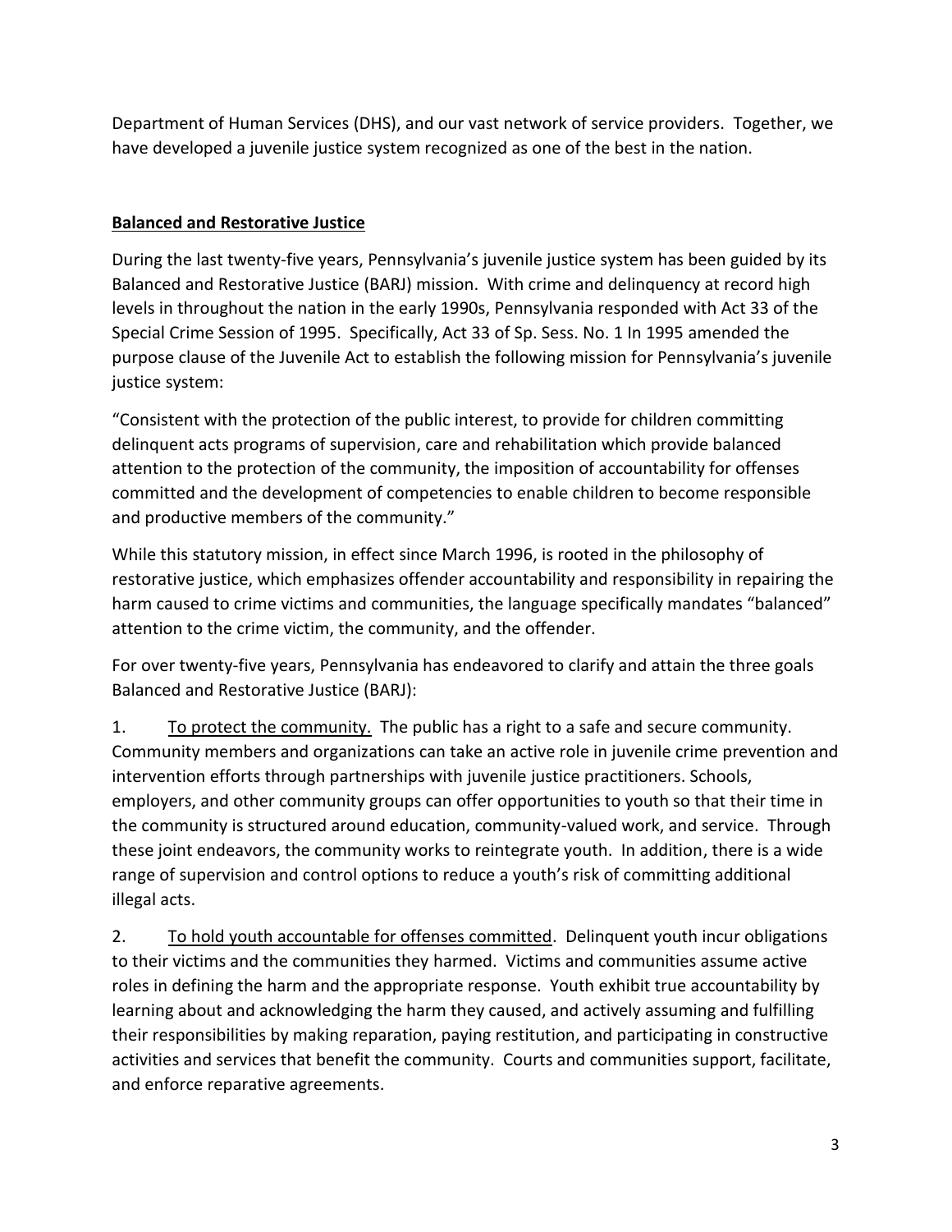Department of Human Services (DHS), and our vast network of service providers. Together, we have developed a juvenile justice system recognized as one of the best in the nation.

## Balanced and Restorative Justice

During the last twenty-five years, Pennsylvania's juvenile justice system has been guided by its Balanced and Restorative Justice (BARJ) mission. With crime and delinquency at record high levels in throughout the nation in the early 1990s, Pennsylvania responded with Act 33 of the Special Crime Session of 1995. Specifically, Act 33 of Sp. Sess. No. 1 In 1995 amended the purpose clause of the Juvenile Act to establish the following mission for Pennsylvania's juvenile justice system:

"Consistent with the protection of the public interest, to provide for children committing delinquent acts programs of supervision, care and rehabilitation which provide balanced attention to the protection of the community, the imposition of accountability for offenses committed and the development of competencies to enable children to become responsible and productive members of the community."

While this statutory mission, in effect since March 1996, is rooted in the philosophy of restorative justice, which emphasizes offender accountability and responsibility in repairing the harm caused to crime victims and communities, the language specifically mandates "balanced" attention to the crime victim, the community, and the offender.

For over twenty-five years, Pennsylvania has endeavored to clarify and attain the three goals Balanced and Restorative Justice (BARJ):

1. To protect the community. The public has a right to a safe and secure community. Community members and organizations can take an active role in juvenile crime prevention and intervention efforts through partnerships with juvenile justice practitioners. Schools, employers, and other community groups can offer opportunities to youth so that their time in the community is structured around education, community-valued work, and service. Through these joint endeavors, the community works to reintegrate youth. In addition, there is a wide range of supervision and control options to reduce a youth's risk of committing additional illegal acts.

2. To hold youth accountable for offenses committed. Delinquent youth incur obligations to their victims and the communities they harmed. Victims and communities assume active roles in defining the harm and the appropriate response. Youth exhibit true accountability by learning about and acknowledging the harm they caused, and actively assuming and fulfilling their responsibilities by making reparation, paying restitution, and participating in constructive activities and services that benefit the community. Courts and communities support, facilitate, and enforce reparative agreements.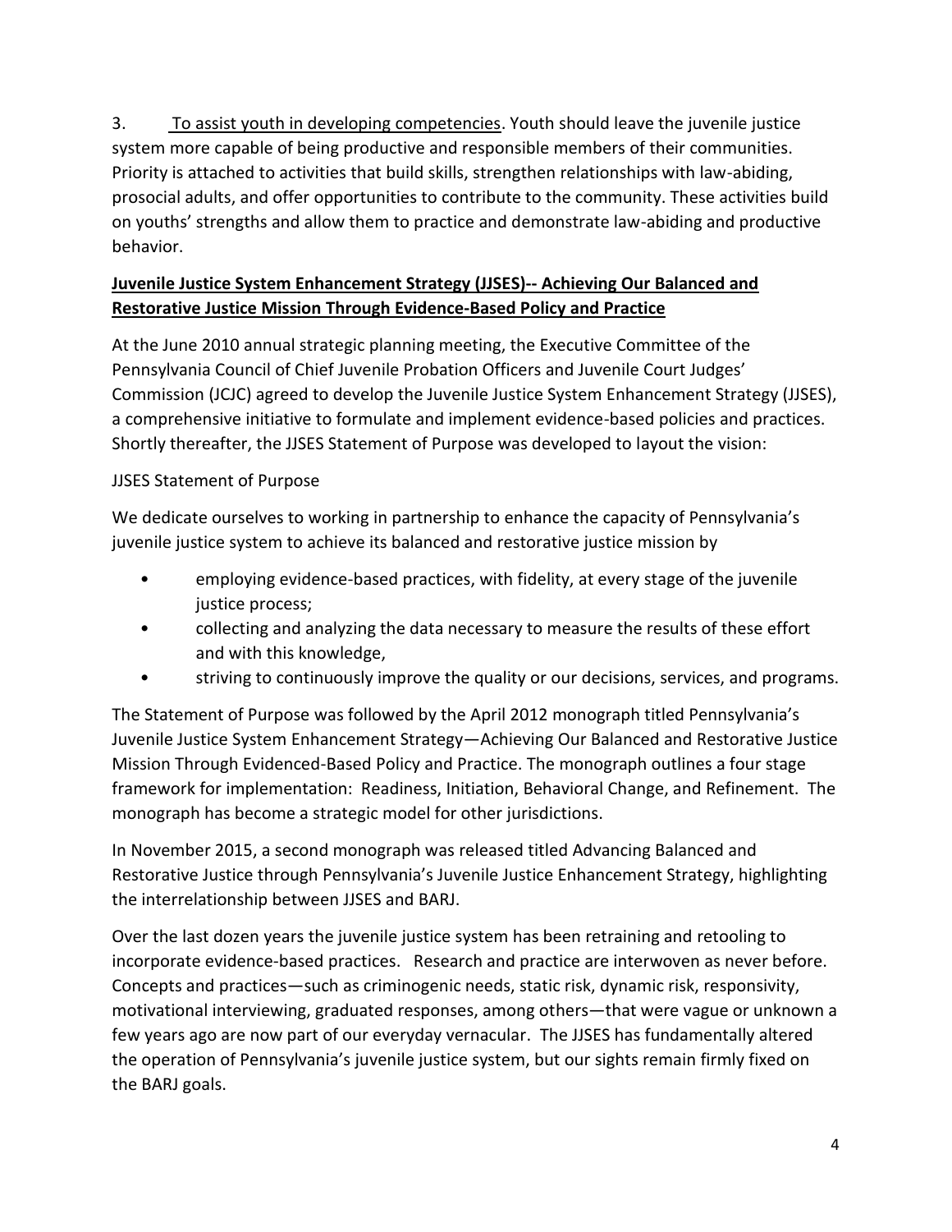3. <u>To assist youth in developing competencies</u>. Youth should leave the juvenile justice system more capable of being productive and responsible members of their communities. Priority is attached to activities that build skills, strengthen relationships with law-abiding, prosocial adults, and offer opportunities to contribute to the community. These activities build on youths' strengths and allow them to practice and demonstrate law-abiding and productive behavior.

**<u>Juvenile Justice System Enhancement Strategy (JJSES)-- Achieving Our Balanced and Restorative Justice Mission Through Evidence-Based Policy and Practice</u>**

At the June 2010 annual strategic planning meeting, the Executive Committee of the Pennsylvania Council of Chief Juvenile Probation Officers and Juvenile Court Judges' Commission (JCJC) agreed to develop the Juvenile Justice System Enhancement Strategy (JJSES), a comprehensive initiative to formulate and implement evidence-based policies and practices. Shortly thereafter, the JJSES Statement of Purpose was developed to layout the vision:

JJSES Statement of Purpose

We dedicate ourselves to working in partnership to enhance the capacity of Pennsylvania's juvenile justice system to achieve its balanced and restorative justice mission by

- employing evidence-based practices, with fidelity, at every stage of the juvenile justice process;
- collecting and analyzing the data necessary to measure the results of these effort and with this knowledge,
- striving to continuously improve the quality or our decisions, services, and programs.

The Statement of Purpose was followed by the April 2012 monograph titled Pennsylvania's Juvenile Justice System Enhancement Strategy—Achieving Our Balanced and Restorative Justice Mission Through Evidenced-Based Policy and Practice. The monograph outlines a four stage framework for implementation: Readiness, Initiation, Behavioral Change, and Refinement. The monograph has become a strategic model for other jurisdictions.

In November 2015, a second monograph was released titled Advancing Balanced and Restorative Justice through Pennsylvania's Juvenile Justice Enhancement Strategy, highlighting the interrelationship between JJSES and BARJ.

Over the last dozen years the juvenile justice system has been retraining and retooling to incorporate evidence-based practices. Research and practice are interwoven as never before. Concepts and practices—such as criminogenic needs, static risk, dynamic risk, responsivity, motivational interviewing, graduated responses, among others—that were vague or unknown a few years ago are now part of our everyday vernacular. The JJSES has fundamentally altered the operation of Pennsylvania's juvenile justice system, but our sights remain firmly fixed on the BARJ goals.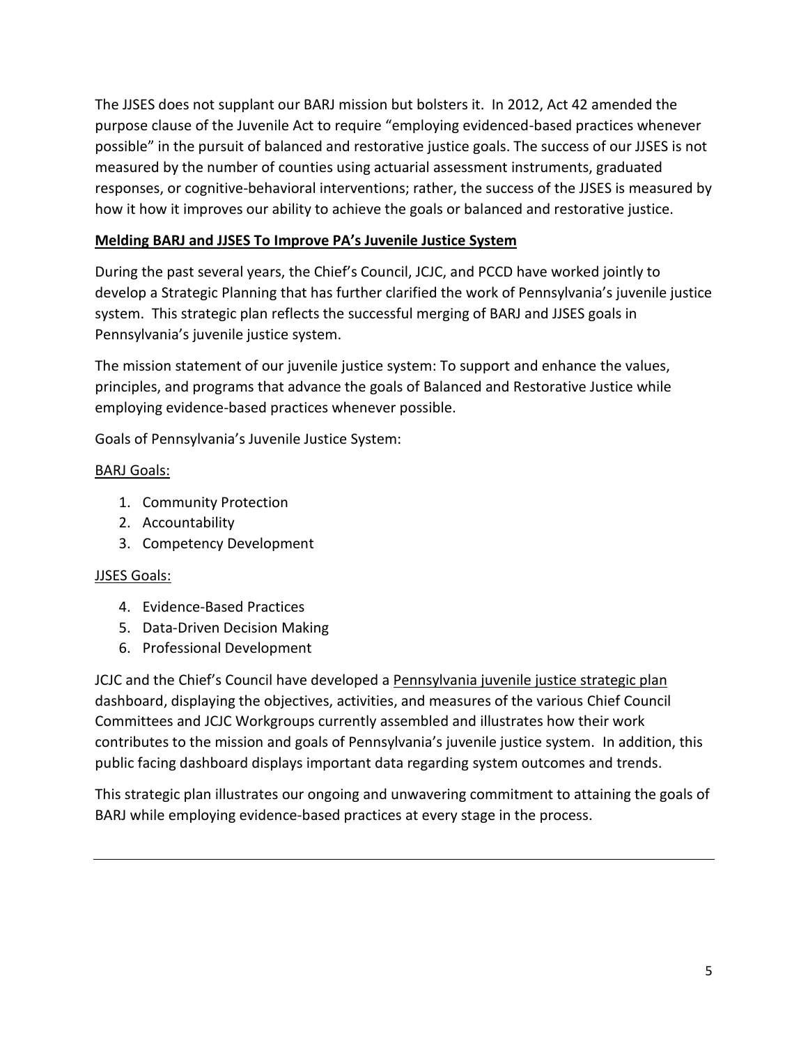The JJSES does not supplant our BARJ mission but bolsters it. In 2012, Act 42 amended the purpose clause of the Juvenile Act to require "employing evidenced-based practices whenever possible" in the pursuit of balanced and restorative justice goals. The success of our JJSES is not measured by the number of counties using actuarial assessment instruments, graduated responses, or cognitive-behavioral interventions; rather, the success of the JJSES is measured by how it how it improves our ability to achieve the goals or balanced and restorative justice.

## Melding BARJ and JJSES To Improve PA's Juvenile Justice System

During the past several years, the Chief's Council, JCJC, and PCCD have worked jointly to develop a Strategic Planning that has further clarified the work of Pennsylvania's juvenile justice system. This strategic plan reflects the successful merging of BARJ and JJSES goals in Pennsylvania's juvenile justice system.

The mission statement of our juvenile justice system: To support and enhance the values, principles, and programs that advance the goals of Balanced and Restorative Justice while employing evidence-based practices whenever possible.

Goals of Pennsylvania's Juvenile Justice System:

BARJ Goals:

1. Community Protection
2. Accountability
3. Competency Development

JJSES Goals:

4. Evidence-Based Practices
5. Data-Driven Decision Making
6. Professional Development

JCJC and the Chief's Council have developed a Pennsylvania juvenile justice strategic plan dashboard, displaying the objectives, activities, and measures of the various Chief Council Committees and JCJC Workgroups currently assembled and illustrates how their work contributes to the mission and goals of Pennsylvania's juvenile justice system. In addition, this public facing dashboard displays important data regarding system outcomes and trends.

This strategic plan illustrates our ongoing and unwavering commitment to attaining the goals of BARJ while employing evidence-based practices at every stage in the process.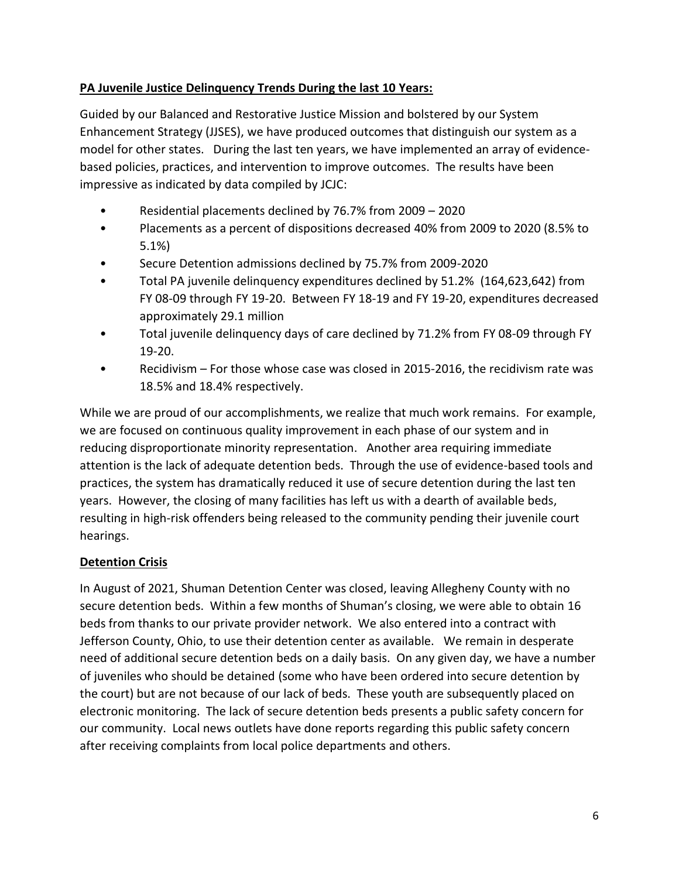**PA Juvenile Justice Delinquency Trends During the last 10 Years:**

Guided by our Balanced and Restorative Justice Mission and bolstered by our System Enhancement Strategy (JJSES), we have produced outcomes that distinguish our system as a model for other states. During the last ten years, we have implemented an array of evidence-based policies, practices, and intervention to improve outcomes. The results have been impressive as indicated by data compiled by JCJC:

- Residential placements declined by 76.7% from 2009 – 2020
- Placements as a percent of dispositions decreased 40% from 2009 to 2020 (8.5% to 5.1%)
- Secure Detention admissions declined by 75.7% from 2009-2020
- Total PA juvenile delinquency expenditures declined by 51.2% (164,623,642) from FY 08-09 through FY 19-20. Between FY 18-19 and FY 19-20, expenditures decreased approximately 29.1 million
- Total juvenile delinquency days of care declined by 71.2% from FY 08-09 through FY 19-20.
- Recidivism – For those whose case was closed in 2015-2016, the recidivism rate was 18.5% and 18.4% respectively.

While we are proud of our accomplishments, we realize that much work remains. For example, we are focused on continuous quality improvement in each phase of our system and in reducing disproportionate minority representation. Another area requiring immediate attention is the lack of adequate detention beds. Through the use of evidence-based tools and practices, the system has dramatically reduced it use of secure detention during the last ten years. However, the closing of many facilities has left us with a dearth of available beds, resulting in high-risk offenders being released to the community pending their juvenile court hearings.

**Detention Crisis**

In August of 2021, Shuman Detention Center was closed, leaving Allegheny County with no secure detention beds. Within a few months of Shuman's closing, we were able to obtain 16 beds from thanks to our private provider network. We also entered into a contract with Jefferson County, Ohio, to use their detention center as available. We remain in desperate need of additional secure detention beds on a daily basis. On any given day, we have a number of juveniles who should be detained (some who have been ordered into secure detention by the court) but are not because of our lack of beds. These youth are subsequently placed on electronic monitoring. The lack of secure detention beds presents a public safety concern for our community. Local news outlets have done reports regarding this public safety concern after receiving complaints from local police departments and others.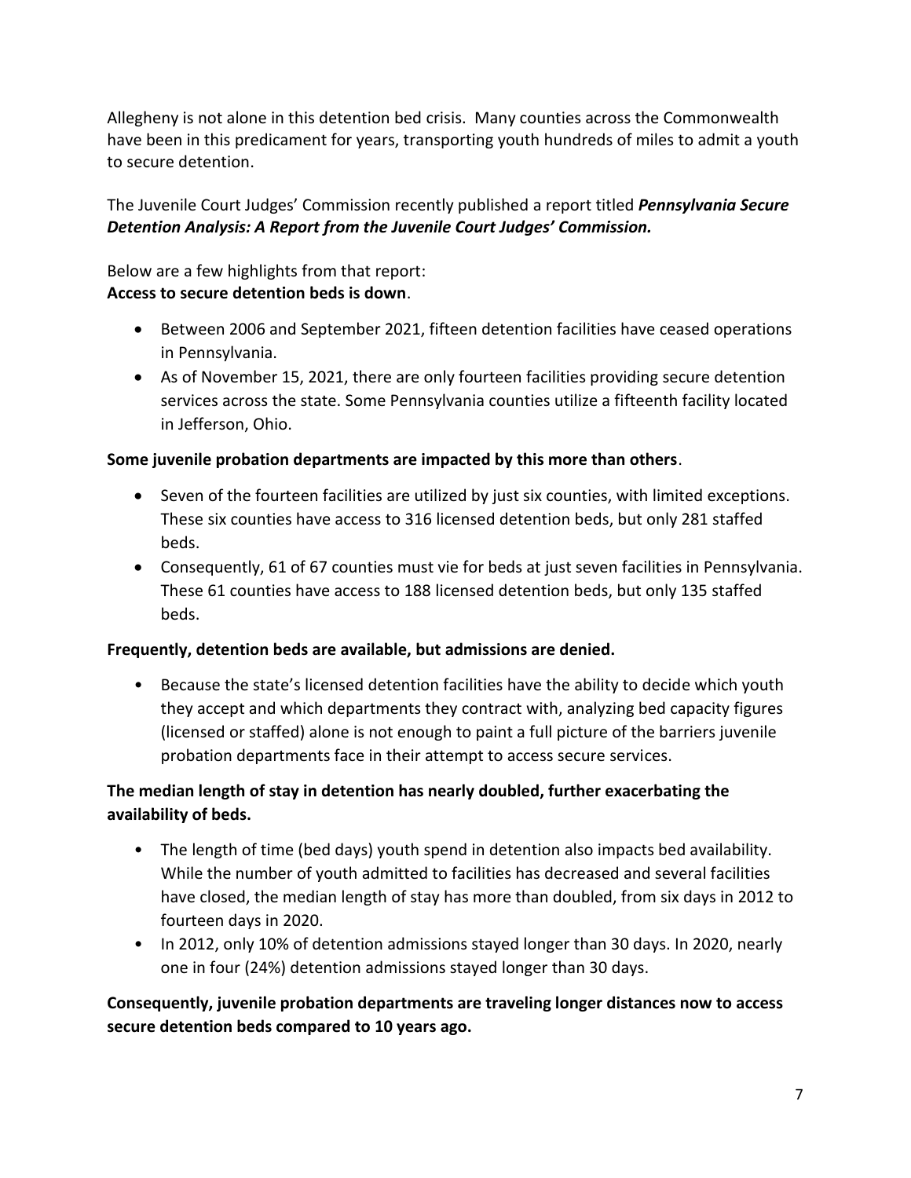Allegheny is not alone in this detention bed crisis. Many counties across the Commonwealth have been in this predicament for years, transporting youth hundreds of miles to admit a youth to secure detention.

The Juvenile Court Judges' Commission recently published a report titled ***Pennsylvania Secure Detention Analysis: A Report from the Juvenile Court Judges' Commission.***

Below are a few highlights from that report:
**Access to secure detention beds is down**.

- Between 2006 and September 2021, fifteen detention facilities have ceased operations in Pennsylvania.
- As of November 15, 2021, there are only fourteen facilities providing secure detention services across the state. Some Pennsylvania counties utilize a fifteenth facility located in Jefferson, Ohio.

**Some juvenile probation departments are impacted by this more than others**.

- Seven of the fourteen facilities are utilized by just six counties, with limited exceptions. These six counties have access to 316 licensed detention beds, but only 281 staffed beds.
- Consequently, 61 of 67 counties must vie for beds at just seven facilities in Pennsylvania. These 61 counties have access to 188 licensed detention beds, but only 135 staffed beds.

**Frequently, detention beds are available, but admissions are denied.**

- Because the state's licensed detention facilities have the ability to decide which youth they accept and which departments they contract with, analyzing bed capacity figures (licensed or staffed) alone is not enough to paint a full picture of the barriers juvenile probation departments face in their attempt to access secure services.

**The median length of stay in detention has nearly doubled, further exacerbating the availability of beds.**

- The length of time (bed days) youth spend in detention also impacts bed availability. While the number of youth admitted to facilities has decreased and several facilities have closed, the median length of stay has more than doubled, from six days in 2012 to fourteen days in 2020.
- In 2012, only 10% of detention admissions stayed longer than 30 days. In 2020, nearly one in four (24%) detention admissions stayed longer than 30 days.

**Consequently, juvenile probation departments are traveling longer distances now to access secure detention beds compared to 10 years ago.**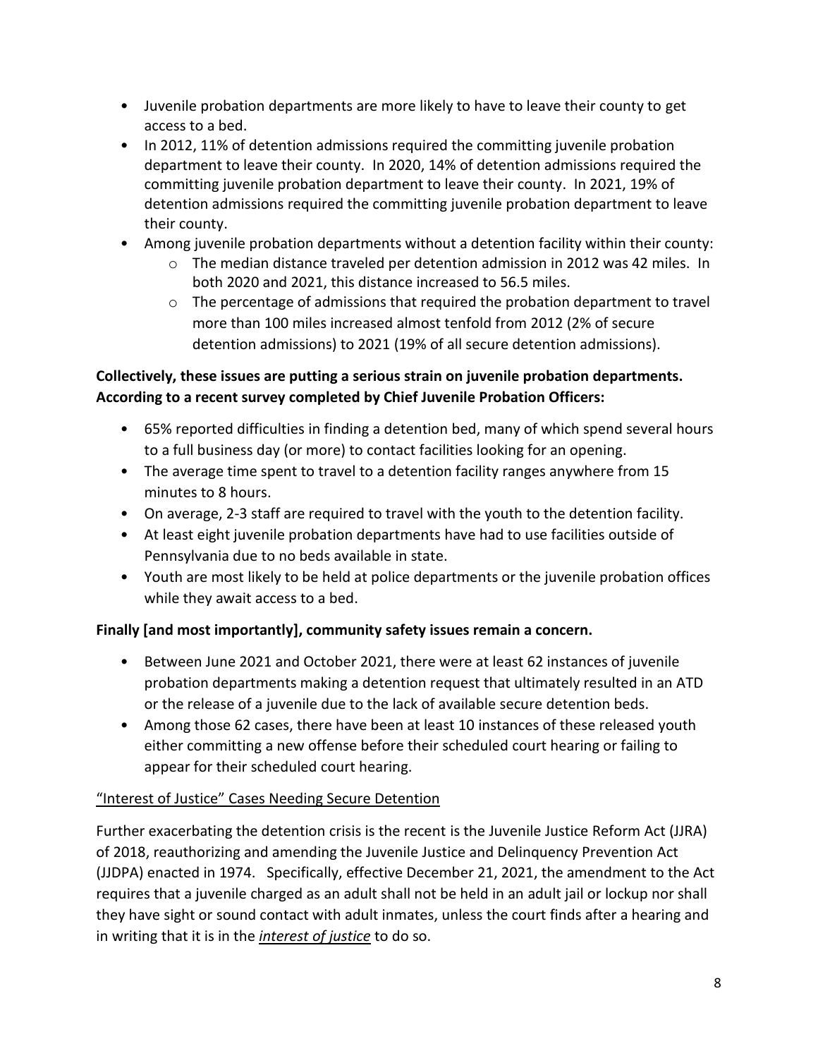- Juvenile probation departments are more likely to have to leave their county to get access to a bed.
- In 2012, 11% of detention admissions required the committing juvenile probation department to leave their county. In 2020, 14% of detention admissions required the committing juvenile probation department to leave their county. In 2021, 19% of detention admissions required the committing juvenile probation department to leave their county.
- Among juvenile probation departments without a detention facility within their county:
  - The median distance traveled per detention admission in 2012 was 42 miles. In both 2020 and 2021, this distance increased to 56.5 miles.
  - The percentage of admissions that required the probation department to travel more than 100 miles increased almost tenfold from 2012 (2% of secure detention admissions) to 2021 (19% of all secure detention admissions).

**Collectively, these issues are putting a serious strain on juvenile probation departments. According to a recent survey completed by Chief Juvenile Probation Officers:**

- 65% reported difficulties in finding a detention bed, many of which spend several hours to a full business day (or more) to contact facilities looking for an opening.
- The average time spent to travel to a detention facility ranges anywhere from 15 minutes to 8 hours.
- On average, 2-3 staff are required to travel with the youth to the detention facility.
- At least eight juvenile probation departments have had to use facilities outside of Pennsylvania due to no beds available in state.
- Youth are most likely to be held at police departments or the juvenile probation offices while they await access to a bed.

**Finally [and most importantly], community safety issues remain a concern.**

- Between June 2021 and October 2021, there were at least 62 instances of juvenile probation departments making a detention request that ultimately resulted in an ATD or the release of a juvenile due to the lack of available secure detention beds.
- Among those 62 cases, there have been at least 10 instances of these released youth either committing a new offense before their scheduled court hearing or failing to appear for their scheduled court hearing.

<u>"Interest of Justice" Cases Needing Secure Detention</u>

Further exacerbating the detention crisis is the recent is the Juvenile Justice Reform Act (JJRA) of 2018, reauthorizing and amending the Juvenile Justice and Delinquency Prevention Act (JJDPA) enacted in 1974. Specifically, effective December 21, 2021, the amendment to the Act requires that a juvenile charged as an adult shall not be held in an adult jail or lockup nor shall they have sight or sound contact with adult inmates, unless the court finds after a hearing and in writing that it is in the ***<u>interest of justice</u>*** to do so.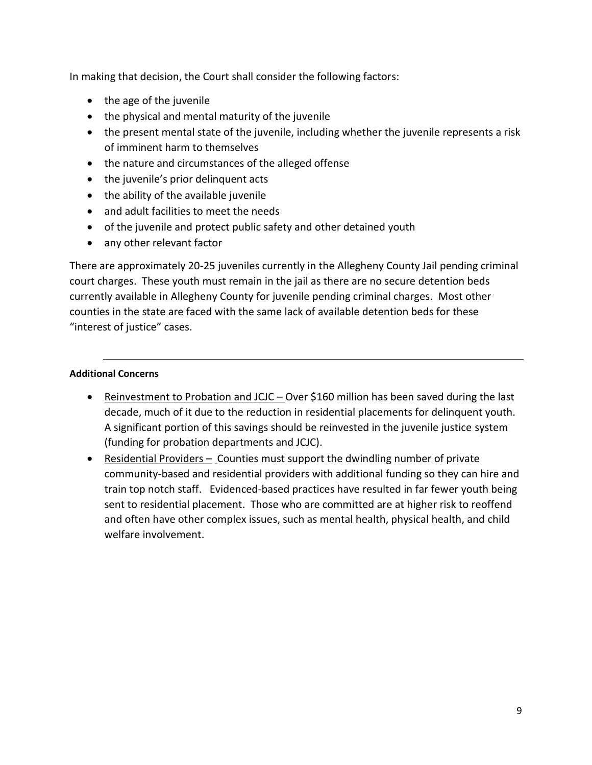In making that decision, the Court shall consider the following factors:

- the age of the juvenile
- the physical and mental maturity of the juvenile
- the present mental state of the juvenile, including whether the juvenile represents a risk of imminent harm to themselves
- the nature and circumstances of the alleged offense
- the juvenile's prior delinquent acts
- the ability of the available juvenile
- and adult facilities to meet the needs
- of the juvenile and protect public safety and other detained youth
- any other relevant factor

There are approximately 20-25 juveniles currently in the Allegheny County Jail pending criminal court charges. These youth must remain in the jail as there are no secure detention beds currently available in Allegheny County for juvenile pending criminal charges. Most other counties in the state are faced with the same lack of available detention beds for these "interest of justice" cases.

---

**Additional Concerns**

- Reinvestment to Probation and JCJC – Over $160 million has been saved during the last decade, much of it due to the reduction in residential placements for delinquent youth. A significant portion of this savings should be reinvested in the juvenile justice system (funding for probation departments and JCJC).
- Residential Providers – Counties must support the dwindling number of private community-based and residential providers with additional funding so they can hire and train top notch staff. Evidenced-based practices have resulted in far fewer youth being sent to residential placement. Those who are committed are at higher risk to reoffend and often have other complex issues, such as mental health, physical health, and child welfare involvement.